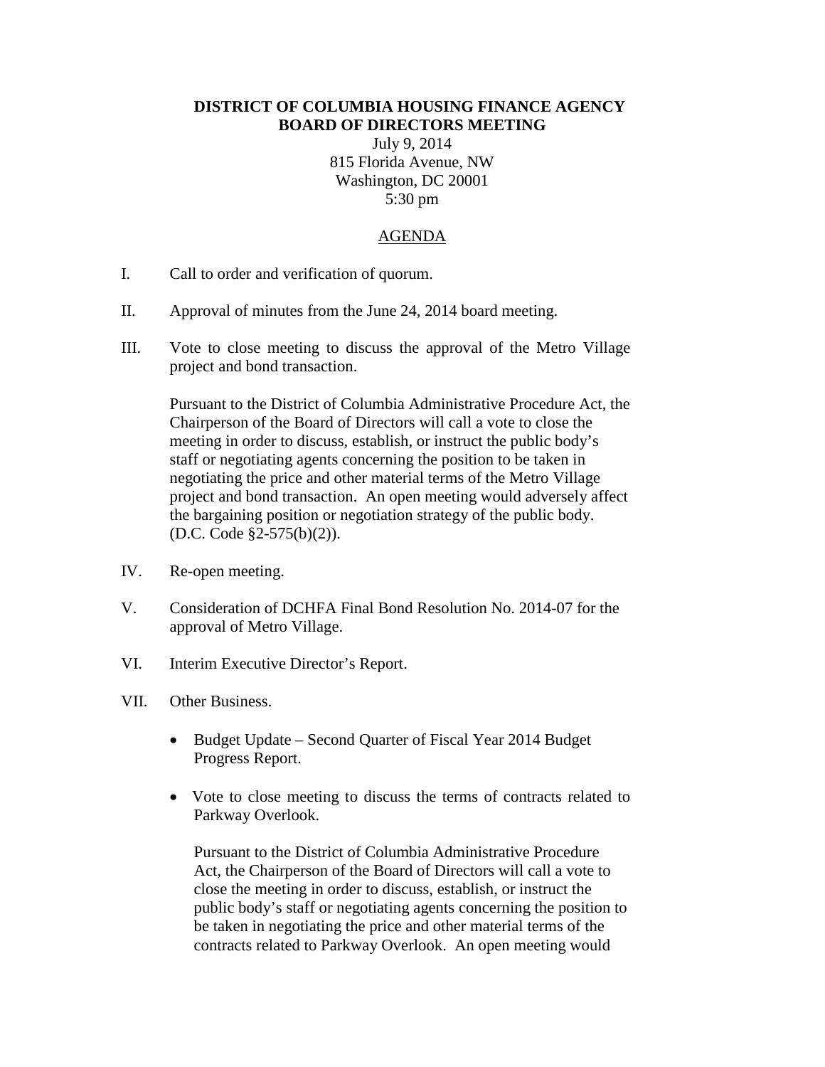# DISTRICT OF COLUMBIA HOUSING FINANCE AGENCY
# BOARD OF DIRECTORS MEETING

July 9, 2014
815 Florida Avenue, NW
Washington, DC 20001
5:30 pm

## AGENDA

I. Call to order and verification of quorum.

II. Approval of minutes from the June 24, 2014 board meeting.

III. Vote to close meeting to discuss the approval of the Metro Village project and bond transaction.

   Pursuant to the District of Columbia Administrative Procedure Act, the Chairperson of the Board of Directors will call a vote to close the meeting in order to discuss, establish, or instruct the public body's staff or negotiating agents concerning the position to be taken in negotiating the price and other material terms of the Metro Village project and bond transaction. An open meeting would adversely affect the bargaining position or negotiation strategy of the public body. (D.C. Code §2-575(b)(2)).

IV. Re-open meeting.

V. Consideration of DCHFA Final Bond Resolution No. 2014-07 for the approval of Metro Village.

VI. Interim Executive Director's Report.

VII. Other Business.

   - Budget Update – Second Quarter of Fiscal Year 2014 Budget Progress Report.

   - Vote to close meeting to discuss the terms of contracts related to Parkway Overlook.

     Pursuant to the District of Columbia Administrative Procedure Act, the Chairperson of the Board of Directors will call a vote to close the meeting in order to discuss, establish, or instruct the public body's staff or negotiating agents concerning the position to be taken in negotiating the price and other material terms of the contracts related to Parkway Overlook. An open meeting would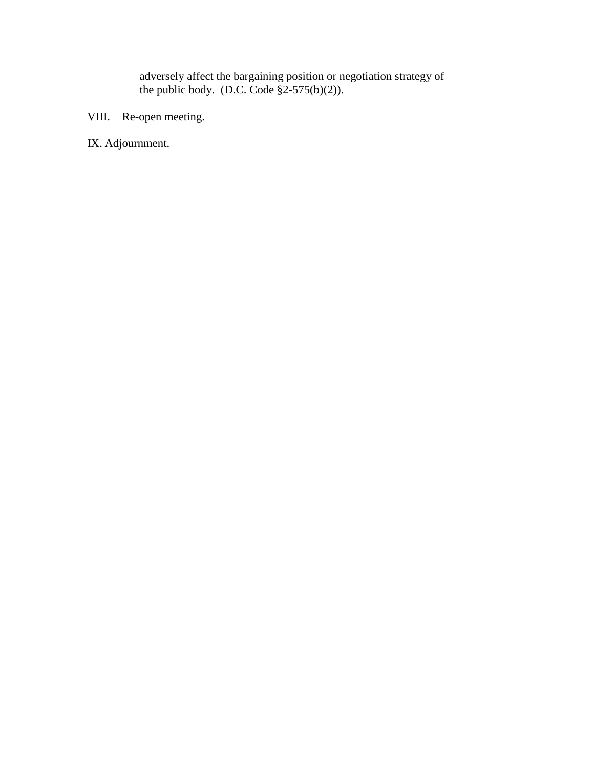adversely affect the bargaining position or negotiation strategy of the public body. (D.C. Code §2-575(b)(2)).

VIII. Re-open meeting.

IX. Adjournment.